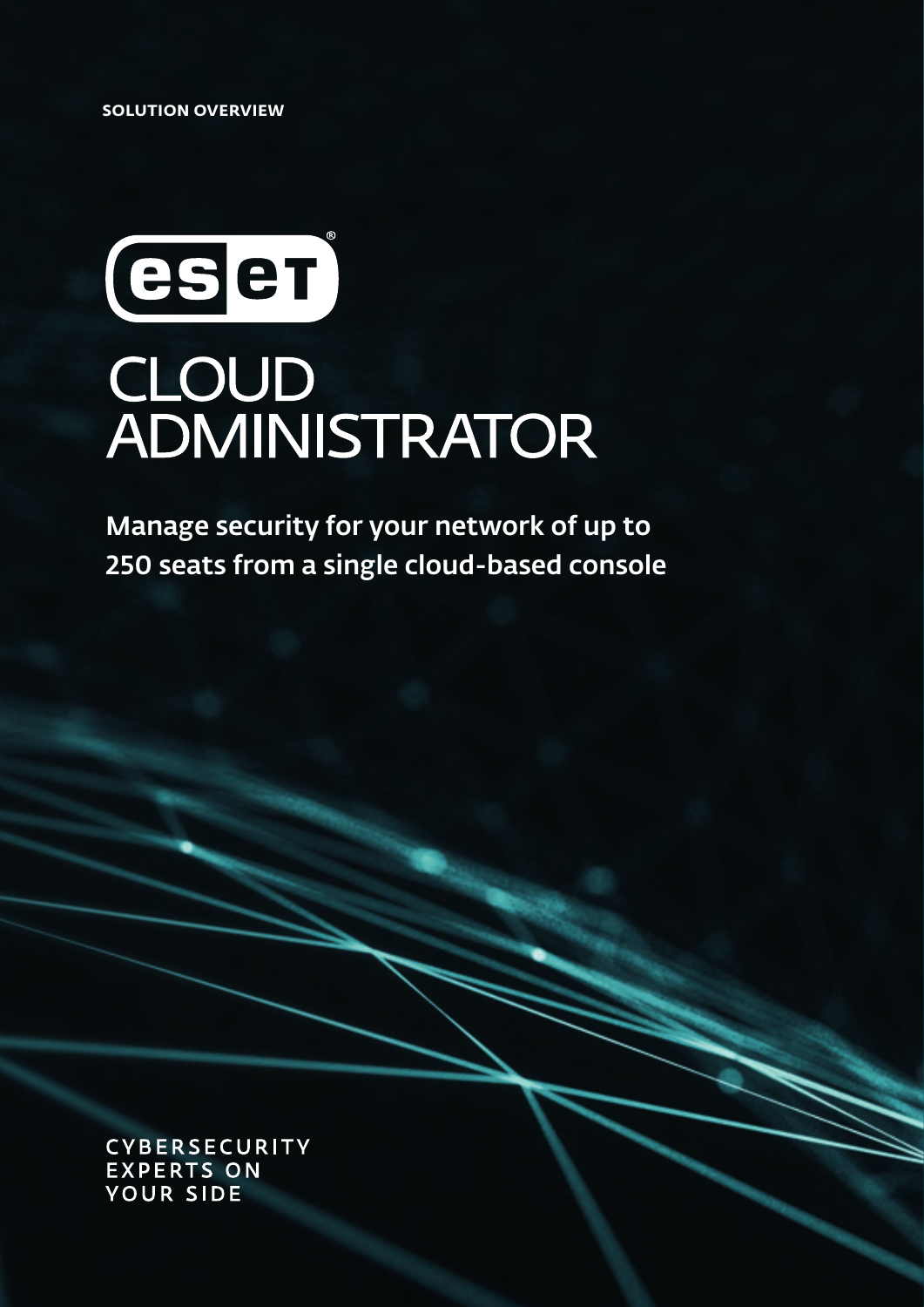SOLUTION OVERVIEW

ESET

# CLOUD ADMINISTRATOR

**Manage security for your network of up to 250 seats from a single cloud-based console**

CYBERSECURITY EXPERTS ON YOUR SIDE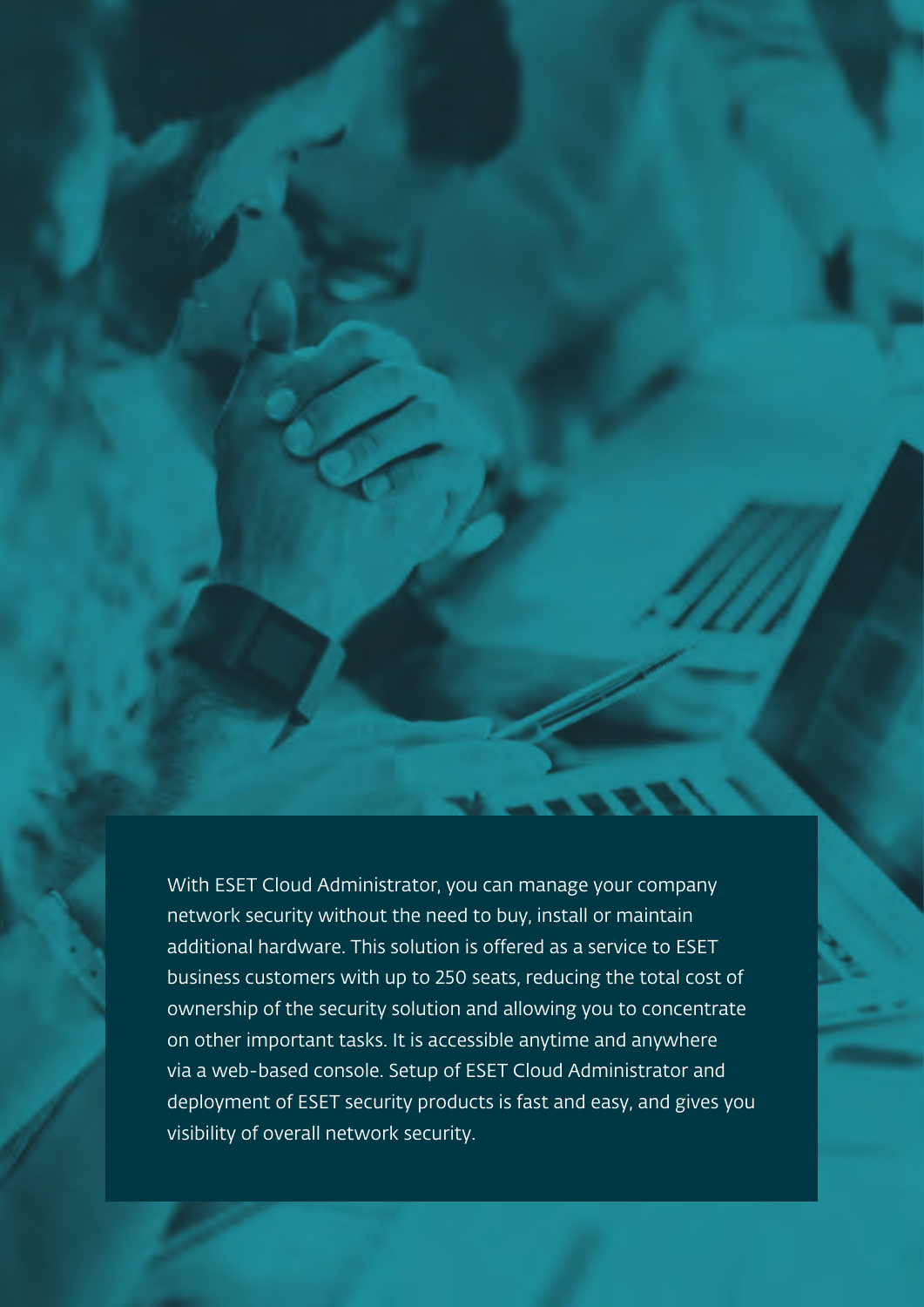With ESET Cloud Administrator, you can manage your company network security without the need to buy, install or maintain additional hardware. This solution is offered as a service to ESET business customers with up to 250 seats, reducing the total cost of ownership of the security solution and allowing you to concentrate on other important tasks. It is accessible anytime and anywhere via a web-based console. Setup of ESET Cloud Administrator and deployment of ESET security products is fast and easy, and gives you visibility of overall network security.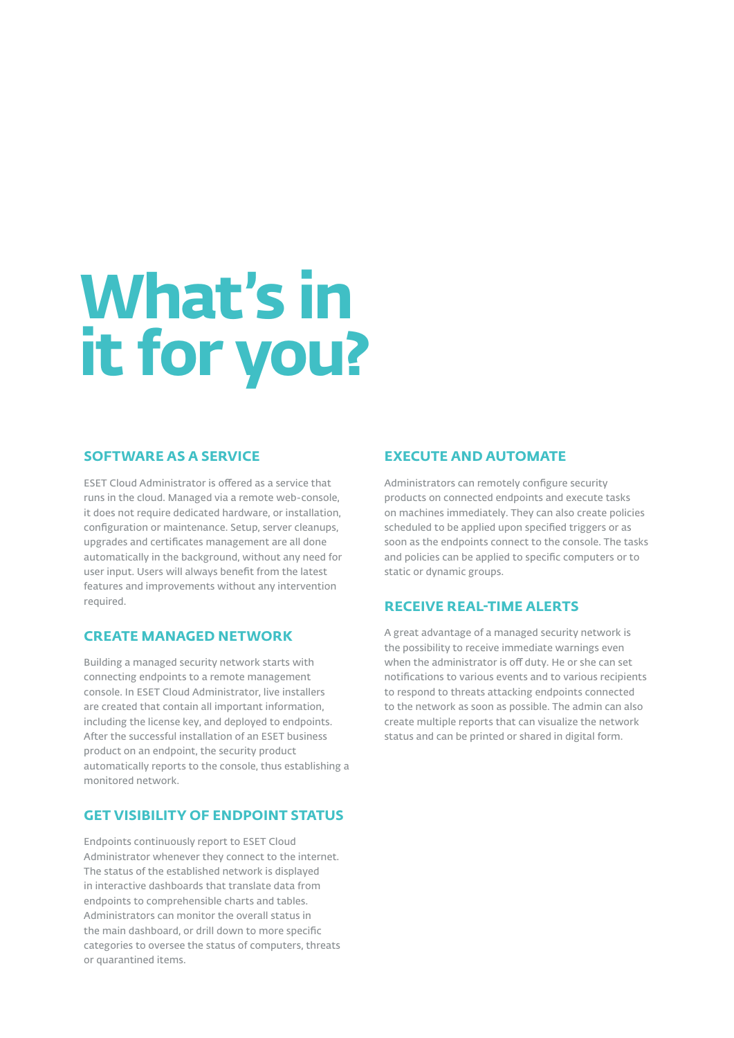# What's in it for you?

## SOFTWARE AS A SERVICE

ESET Cloud Administrator is offered as a service that runs in the cloud. Managed via a remote web-console, it does not require dedicated hardware, or installation, configuration or maintenance. Setup, server cleanups, upgrades and certificates management are all done automatically in the background, without any need for user input. Users will always benefit from the latest features and improvements without any intervention required.

## CREATE MANAGED NETWORK

Building a managed security network starts with connecting endpoints to a remote management console. In ESET Cloud Administrator, live installers are created that contain all important information, including the license key, and deployed to endpoints. After the successful installation of an ESET business product on an endpoint, the security product automatically reports to the console, thus establishing a monitored network.

## GET VISIBILITY OF ENDPOINT STATUS

Endpoints continuously report to ESET Cloud Administrator whenever they connect to the internet. The status of the established network is displayed in interactive dashboards that translate data from endpoints to comprehensible charts and tables. Administrators can monitor the overall status in the main dashboard, or drill down to more specific categories to oversee the status of computers, threats or quarantined items.

## EXECUTE AND AUTOMATE

Administrators can remotely configure security products on connected endpoints and execute tasks on machines immediately. They can also create policies scheduled to be applied upon specified triggers or as soon as the endpoints connect to the console. The tasks and policies can be applied to specific computers or to static or dynamic groups.

## RECEIVE REAL-TIME ALERTS

A great advantage of a managed security network is the possibility to receive immediate warnings even when the administrator is off duty. He or she can set notifications to various events and to various recipients to respond to threats attacking endpoints connected to the network as soon as possible. The admin can also create multiple reports that can visualize the network status and can be printed or shared in digital form.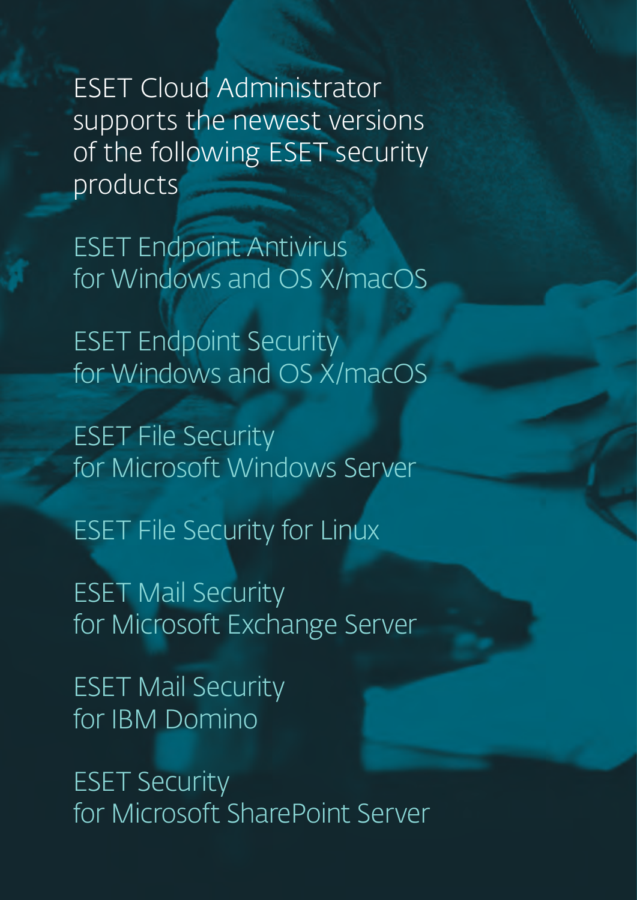ESET Cloud Administrator supports the newest versions of the following ESET security products

- ESET Endpoint Antivirus for Windows and OS X/macOS
- ESET Endpoint Security for Windows and OS X/macOS
- ESET File Security for Microsoft Windows Server
- ESET File Security for Linux
- ESET Mail Security for Microsoft Exchange Server
- ESET Mail Security for IBM Domino
- ESET Security for Microsoft SharePoint Server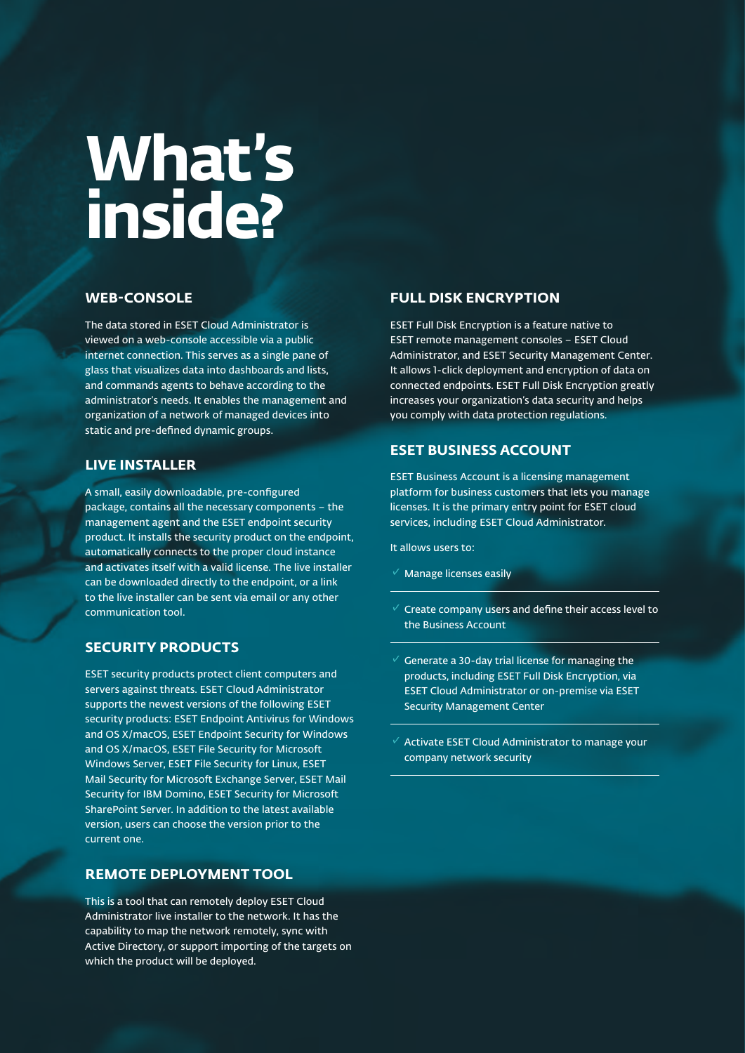# What's inside?

## WEB-CONSOLE

The data stored in ESET Cloud Administrator is viewed on a web-console accessible via a public internet connection. This serves as a single pane of glass that visualizes data into dashboards and lists, and commands agents to behave according to the administrator's needs. It enables the management and organization of a network of managed devices into static and pre-defined dynamic groups.

## LIVE INSTALLER

A small, easily downloadable, pre-configured package, contains all the necessary components – the management agent and the ESET endpoint security product. It installs the security product on the endpoint, automatically connects to the proper cloud instance and activates itself with a valid license. The live installer can be downloaded directly to the endpoint, or a link to the live installer can be sent via email or any other communication tool.

## SECURITY PRODUCTS

ESET security products protect client computers and servers against threats. ESET Cloud Administrator supports the newest versions of the following ESET security products: ESET Endpoint Antivirus for Windows and OS X/macOS, ESET Endpoint Security for Windows and OS X/macOS, ESET File Security for Microsoft Windows Server, ESET File Security for Linux, ESET Mail Security for Microsoft Exchange Server, ESET Mail Security for IBM Domino, ESET Security for Microsoft SharePoint Server. In addition to the latest available version, users can choose the version prior to the current one.

## REMOTE DEPLOYMENT TOOL

This is a tool that can remotely deploy ESET Cloud Administrator live installer to the network. It has the capability to map the network remotely, sync with Active Directory, or support importing of the targets on which the product will be deployed.

## FULL DISK ENCRYPTION

ESET Full Disk Encryption is a feature native to ESET remote management consoles – ESET Cloud Administrator, and ESET Security Management Center. It allows 1-click deployment and encryption of data on connected endpoints. ESET Full Disk Encryption greatly increases your organization's data security and helps you comply with data protection regulations.

## ESET BUSINESS ACCOUNT

ESET Business Account is a licensing management platform for business customers that lets you manage licenses. It is the primary entry point for ESET cloud services, including ESET Cloud Administrator.

It allows users to:

- ✓ Manage licenses easily
- ✓ Create company users and define their access level to the Business Account
- ✓ Generate a 30-day trial license for managing the products, including ESET Full Disk Encryption, via ESET Cloud Administrator or on-premise via ESET Security Management Center
- ✓ Activate ESET Cloud Administrator to manage your company network security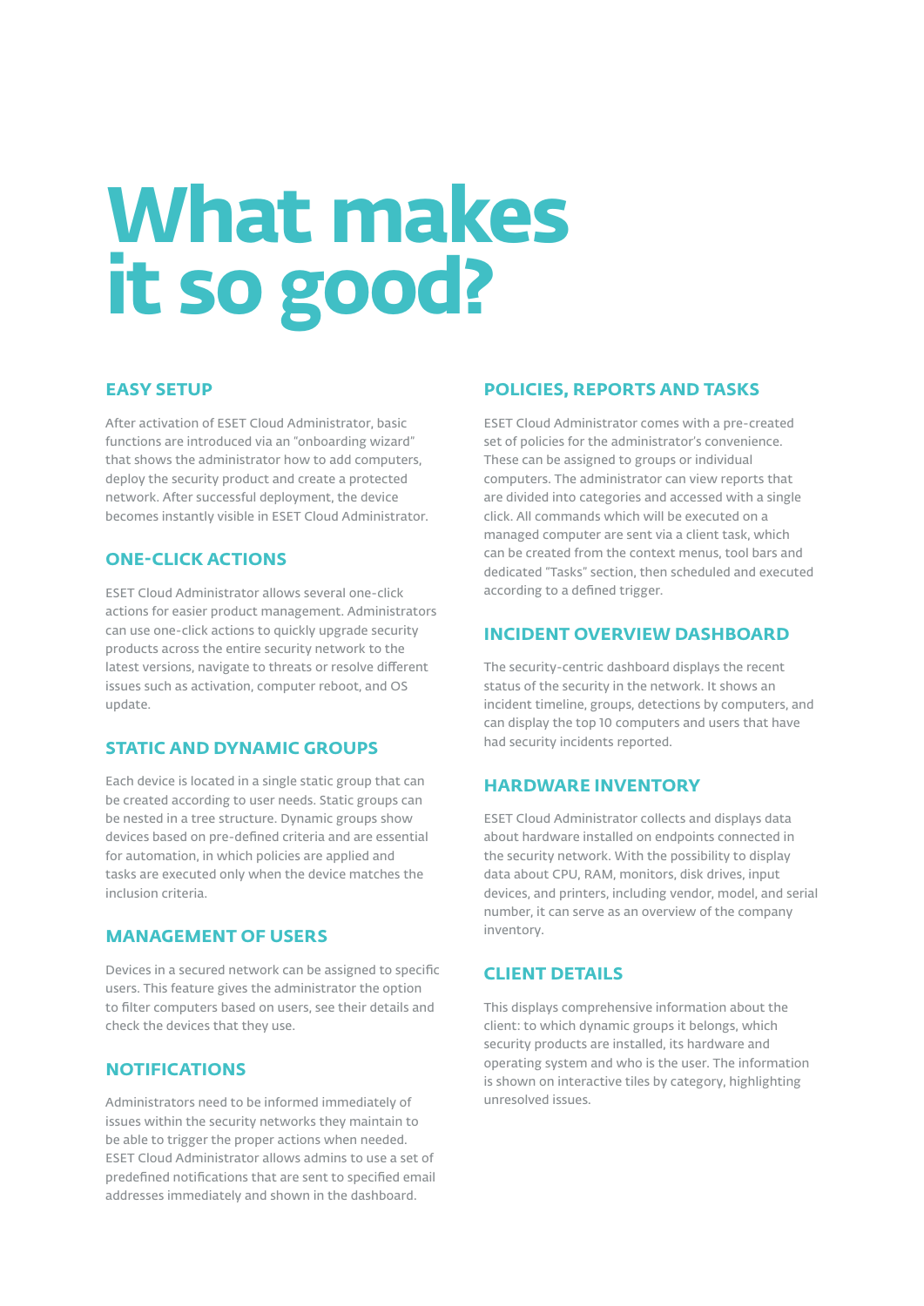# What makes it so good?

## EASY SETUP

After activation of ESET Cloud Administrator, basic functions are introduced via an "onboarding wizard" that shows the administrator how to add computers, deploy the security product and create a protected network. After successful deployment, the device becomes instantly visible in ESET Cloud Administrator.

## ONE-CLICK ACTIONS

ESET Cloud Administrator allows several one-click actions for easier product management. Administrators can use one-click actions to quickly upgrade security products across the entire security network to the latest versions, navigate to threats or resolve different issues such as activation, computer reboot, and OS update.

## STATIC AND DYNAMIC GROUPS

Each device is located in a single static group that can be created according to user needs. Static groups can be nested in a tree structure. Dynamic groups show devices based on pre-defined criteria and are essential for automation, in which policies are applied and tasks are executed only when the device matches the inclusion criteria.

## MANAGEMENT OF USERS

Devices in a secured network can be assigned to specific users. This feature gives the administrator the option to filter computers based on users, see their details and check the devices that they use.

## NOTIFICATIONS

Administrators need to be informed immediately of issues within the security networks they maintain to be able to trigger the proper actions when needed. ESET Cloud Administrator allows admins to use a set of predefined notifications that are sent to specified email addresses immediately and shown in the dashboard.

## POLICIES, REPORTS AND TASKS

ESET Cloud Administrator comes with a pre-created set of policies for the administrator's convenience. These can be assigned to groups or individual computers. The administrator can view reports that are divided into categories and accessed with a single click. All commands which will be executed on a managed computer are sent via a client task, which can be created from the context menus, tool bars and dedicated "Tasks" section, then scheduled and executed according to a defined trigger.

## INCIDENT OVERVIEW DASHBOARD

The security-centric dashboard displays the recent status of the security in the network. It shows an incident timeline, groups, detections by computers, and can display the top 10 computers and users that have had security incidents reported.

## HARDWARE INVENTORY

ESET Cloud Administrator collects and displays data about hardware installed on endpoints connected in the security network. With the possibility to display data about CPU, RAM, monitors, disk drives, input devices, and printers, including vendor, model, and serial number, it can serve as an overview of the company inventory.

## CLIENT DETAILS

This displays comprehensive information about the client: to which dynamic groups it belongs, which security products are installed, its hardware and operating system and who is the user. The information is shown on interactive tiles by category, highlighting unresolved issues.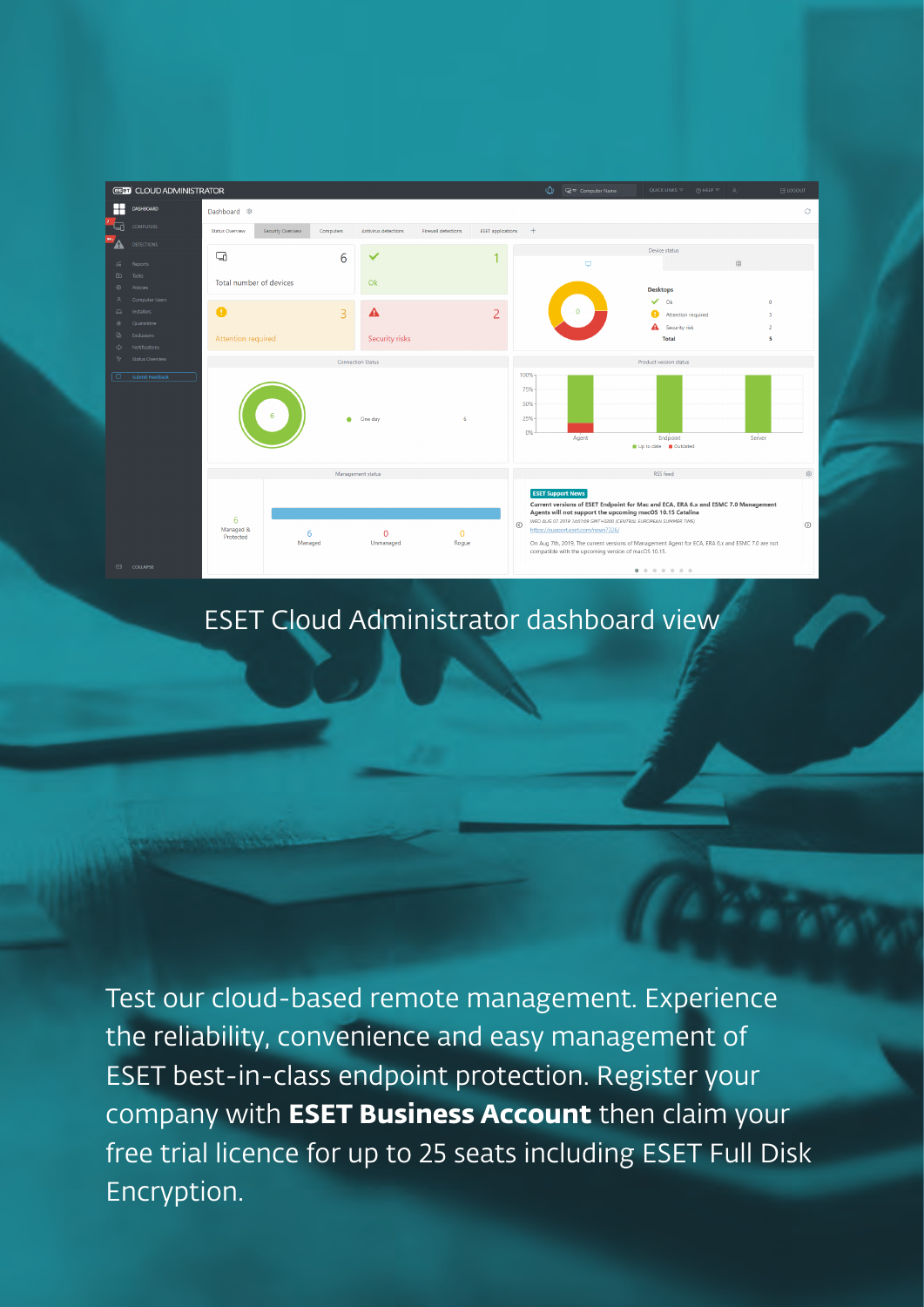ESET Cloud Administrator dashboard view

Test our cloud-based remote management. Experience the reliability, convenience and easy management of ESET best-in-class endpoint protection. Register your company with **ESET Business Account** then claim your free trial licence for up to 25 seats including ESET Full Disk Encryption.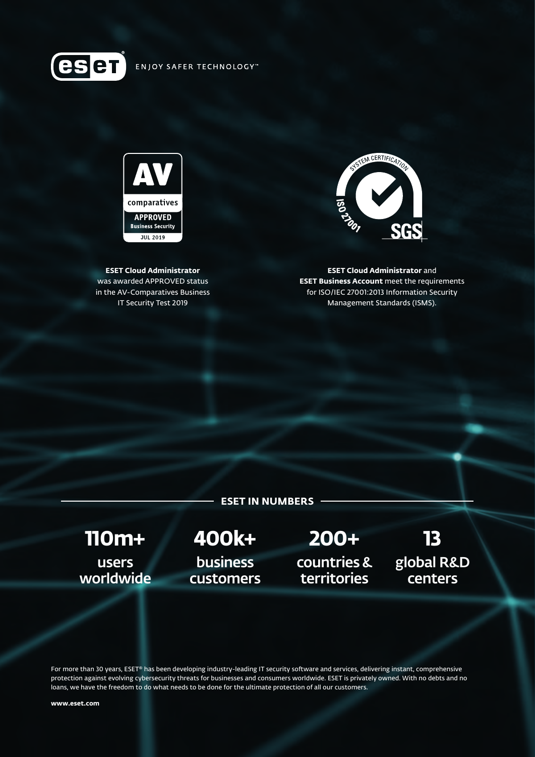ENJOY SAFER TECHNOLOGY™

AV comparatives APPROVED Business Security JUL 2019

**ESET Cloud Administrator** was awarded APPROVED status in the AV-Comparatives Business IT Security Test 2019

SYSTEM CERTIFICATION ISO 27001 SGS

**ESET Cloud Administrator** and **ESET Business Account** meet the requirements for ISO/IEC 27001:2013 Information Security Management Standards (ISMS).

## ESET IN NUMBERS

**110m+** users worldwide

**400k+** business customers

**200+** countries & territories

**13** global R&D centers

For more than 30 years, ESET® has been developing industry-leading IT security software and services, delivering instant, comprehensive protection against evolving cybersecurity threats for businesses and consumers worldwide. ESET is privately owned. With no debts and no loans, we have the freedom to do what needs to be done for the ultimate protection of all our customers.

**www.eset.com**